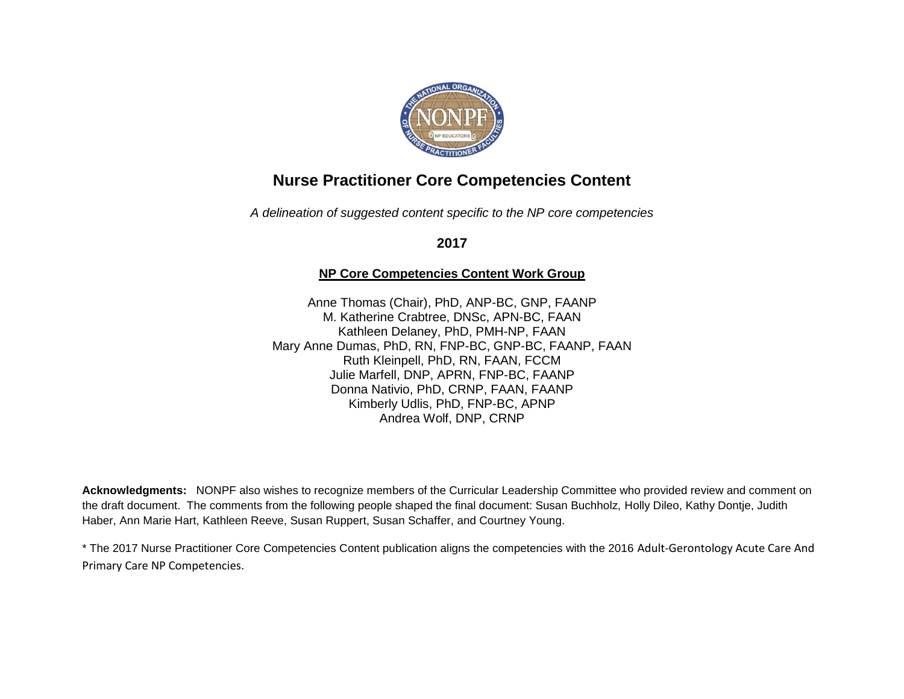# Nurse Practitioner Core Competencies Content

*A delineation of suggested content specific to the NP core competencies*

**2017**

**NP Core Competencies Content Work Group**

Anne Thomas (Chair), PhD, ANP-BC, GNP, FAANP
M. Katherine Crabtree, DNSc, APN-BC, FAAN
Kathleen Delaney, PhD, PMH-NP, FAAN
Mary Anne Dumas, PhD, RN, FNP-BC, GNP-BC, FAANP, FAAN
Ruth Kleinpell, PhD, RN, FAAN, FCCM
Julie Marfell, DNP, APRN, FNP-BC, FAANP
Donna Nativio, PhD, CRNP, FAAN, FAANP
Kimberly Udlis, PhD, FNP-BC, APNP
Andrea Wolf, DNP, CRNP

**Acknowledgments:** NONPF also wishes to recognize members of the Curricular Leadership Committee who provided review and comment on the draft document. The comments from the following people shaped the final document: Susan Buchholz, Holly Dileo, Kathy Dontje, Judith Haber, Ann Marie Hart, Kathleen Reeve, Susan Ruppert, Susan Schaffer, and Courtney Young.

* The 2017 Nurse Practitioner Core Competencies Content publication aligns the competencies with the 2016 Adult-Gerontology Acute Care And Primary Care NP Competencies.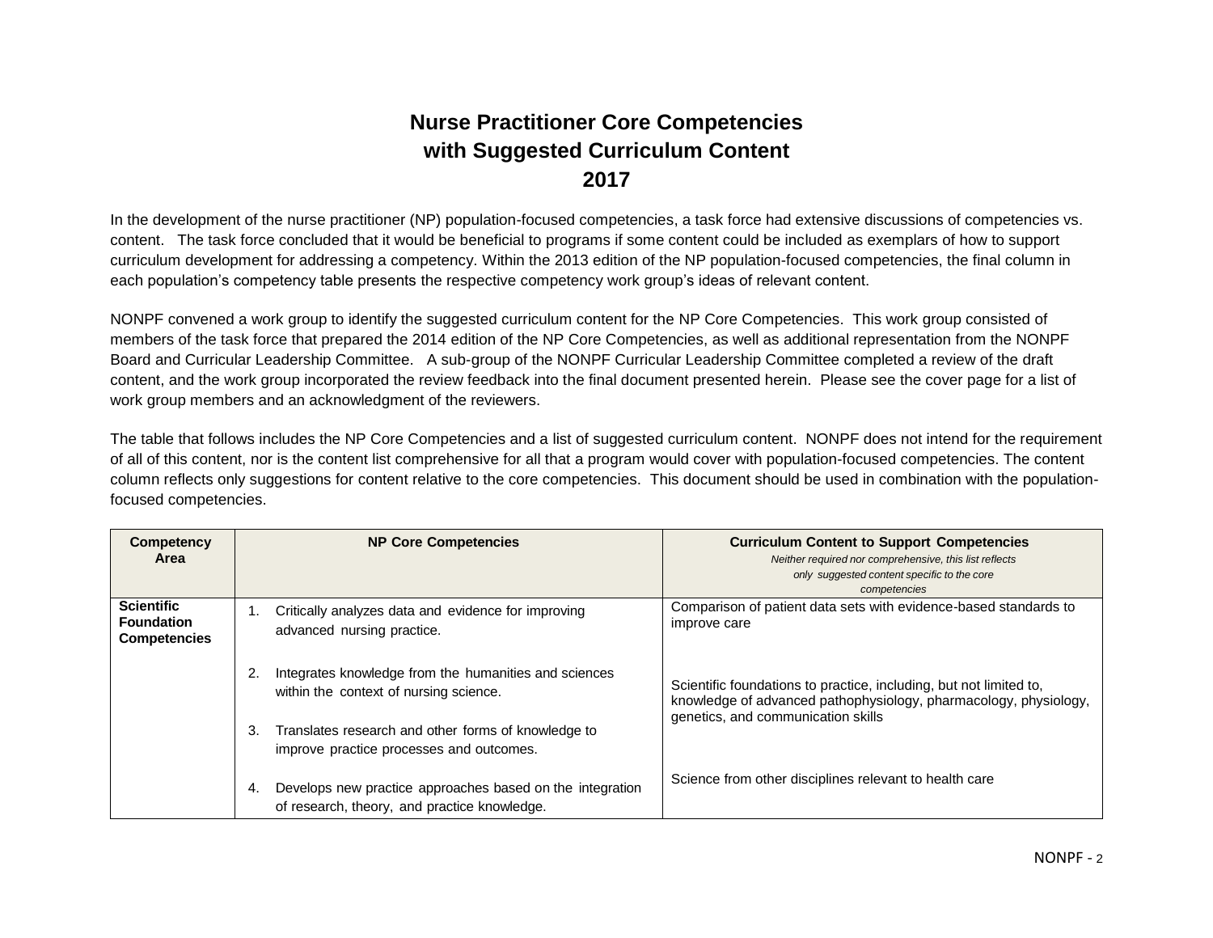# Nurse Practitioner Core Competencies with Suggested Curriculum Content 2017

In the development of the nurse practitioner (NP) population-focused competencies, a task force had extensive discussions of competencies vs. content. The task force concluded that it would be beneficial to programs if some content could be included as exemplars of how to support curriculum development for addressing a competency. Within the 2013 edition of the NP population-focused competencies, the final column in each population's competency table presents the respective competency work group's ideas of relevant content.

NONPF convened a work group to identify the suggested curriculum content for the NP Core Competencies. This work group consisted of members of the task force that prepared the 2014 edition of the NP Core Competencies, as well as additional representation from the NONPF Board and Curricular Leadership Committee. A sub-group of the NONPF Curricular Leadership Committee completed a review of the draft content, and the work group incorporated the review feedback into the final document presented herein. Please see the cover page for a list of work group members and an acknowledgment of the reviewers.

The table that follows includes the NP Core Competencies and a list of suggested curriculum content. NONPF does not intend for the requirement of all of this content, nor is the content list comprehensive for all that a program would cover with population-focused competencies. The content column reflects only suggestions for content relative to the core competencies. This document should be used in combination with the population-focused competencies.

| Competency Area | NP Core Competencies | Curriculum Content to Support Competencies *Neither required nor comprehensive, this list reflects only suggested content specific to the core competencies* |
|---|---|---|
| **Scientific Foundation Competencies** | 1. Critically analyzes data and evidence for improving advanced nursing practice. | Comparison of patient data sets with evidence-based standards to improve care |
| | 2. Integrates knowledge from the humanities and sciences within the context of nursing science. | Scientific foundations to practice, including, but not limited to, knowledge of advanced pathophysiology, pharmacology, physiology, genetics, and communication skills |
| | 3. Translates research and other forms of knowledge to improve practice processes and outcomes. | |
| | 4. Develops new practice approaches based on the integration of research, theory, and practice knowledge. | Science from other disciplines relevant to health care |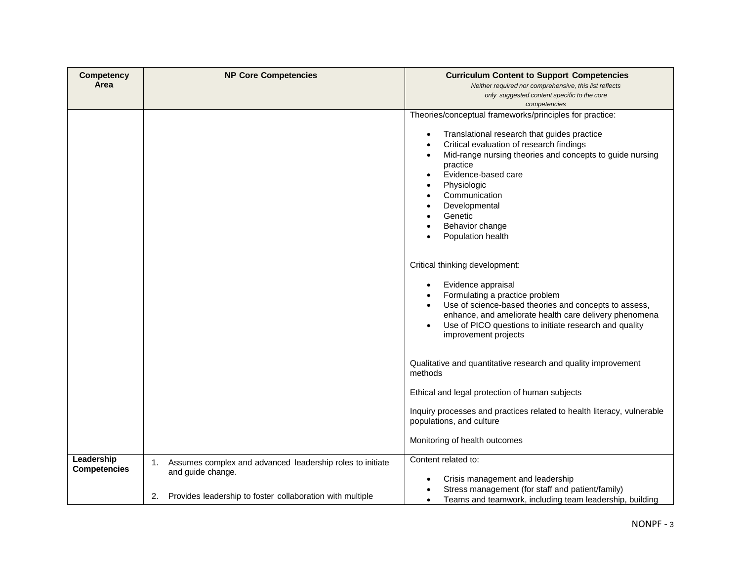| Competency Area | NP Core Competencies | Curriculum Content to Support Competencies<br>*Neither required nor comprehensive, this list reflects only suggested content specific to the core competencies* |
|---|---|---|
| | | Theories/conceptual frameworks/principles for practice:<br><br>• Translational research that guides practice<br>• Critical evaluation of research findings<br>• Mid-range nursing theories and concepts to guide nursing practice<br>• Evidence-based care<br>• Physiologic<br>• Communication<br>• Developmental<br>• Genetic<br>• Behavior change<br>• Population health<br><br>Critical thinking development:<br><br>• Evidence appraisal<br>• Formulating a practice problem<br>• Use of science-based theories and concepts to assess, enhance, and ameliorate health care delivery phenomena<br>• Use of PICO questions to initiate research and quality improvement projects<br><br>Qualitative and quantitative research and quality improvement methods<br><br>Ethical and legal protection of human subjects<br><br>Inquiry processes and practices related to health literacy, vulnerable populations, and culture<br><br>Monitoring of health outcomes |
| **Leadership Competencies** | 1. Assumes complex and advanced leadership roles to initiate and guide change.<br><br>2. Provides leadership to foster collaboration with multiple | Content related to:<br><br>• Crisis management and leadership<br>• Stress management (for staff and patient/family)<br>• Teams and teamwork, including team leadership, building |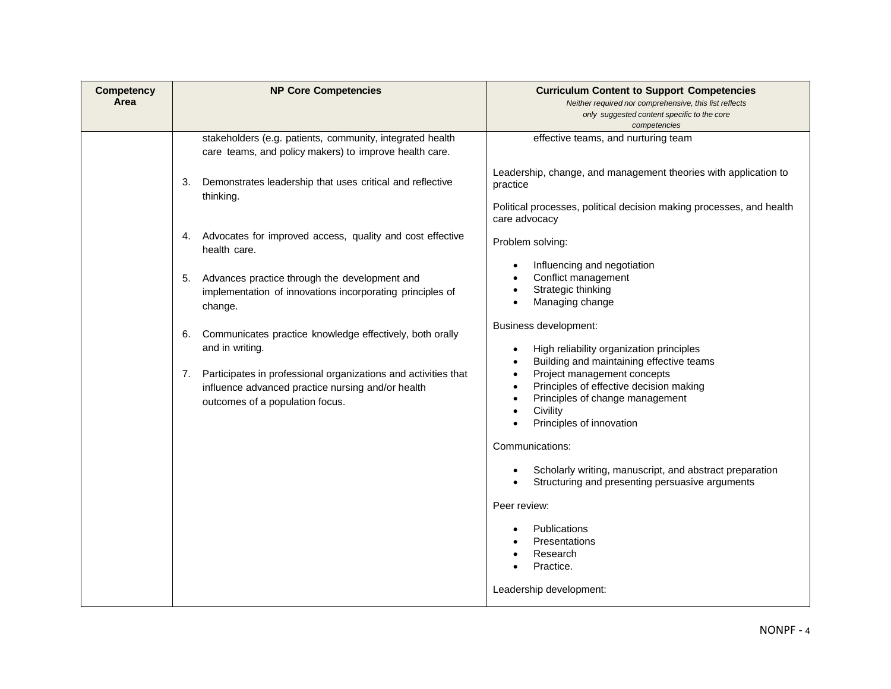| Competency Area | NP Core Competencies | Curriculum Content to Support Competencies<br>*Neither required nor comprehensive, this list reflects only suggested content specific to the core competencies* |
|---|---|---|
| | stakeholders (e.g. patients, community, integrated health care teams, and policy makers) to improve health care.<br><br>3. Demonstrates leadership that uses critical and reflective thinking.<br><br>4. Advocates for improved access, quality and cost effective health care.<br><br>5. Advances practice through the development and implementation of innovations incorporating principles of change.<br><br>6. Communicates practice knowledge effectively, both orally and in writing.<br><br>7. Participates in professional organizations and activities that influence advanced practice nursing and/or health outcomes of a population focus. | effective teams, and nurturing team<br><br>Leadership, change, and management theories with application to practice<br><br>Political processes, political decision making processes, and health care advocacy<br><br>Problem solving:<br>• Influencing and negotiation<br>• Conflict management<br>• Strategic thinking<br>• Managing change<br><br>Business development:<br>• High reliability organization principles<br>• Building and maintaining effective teams<br>• Project management concepts<br>• Principles of effective decision making<br>• Principles of change management<br>• Civility<br>• Principles of innovation<br><br>Communications:<br>• Scholarly writing, manuscript, and abstract preparation<br>• Structuring and presenting persuasive arguments<br><br>Peer review:<br>• Publications<br>• Presentations<br>• Research<br>• Practice.<br><br>Leadership development: |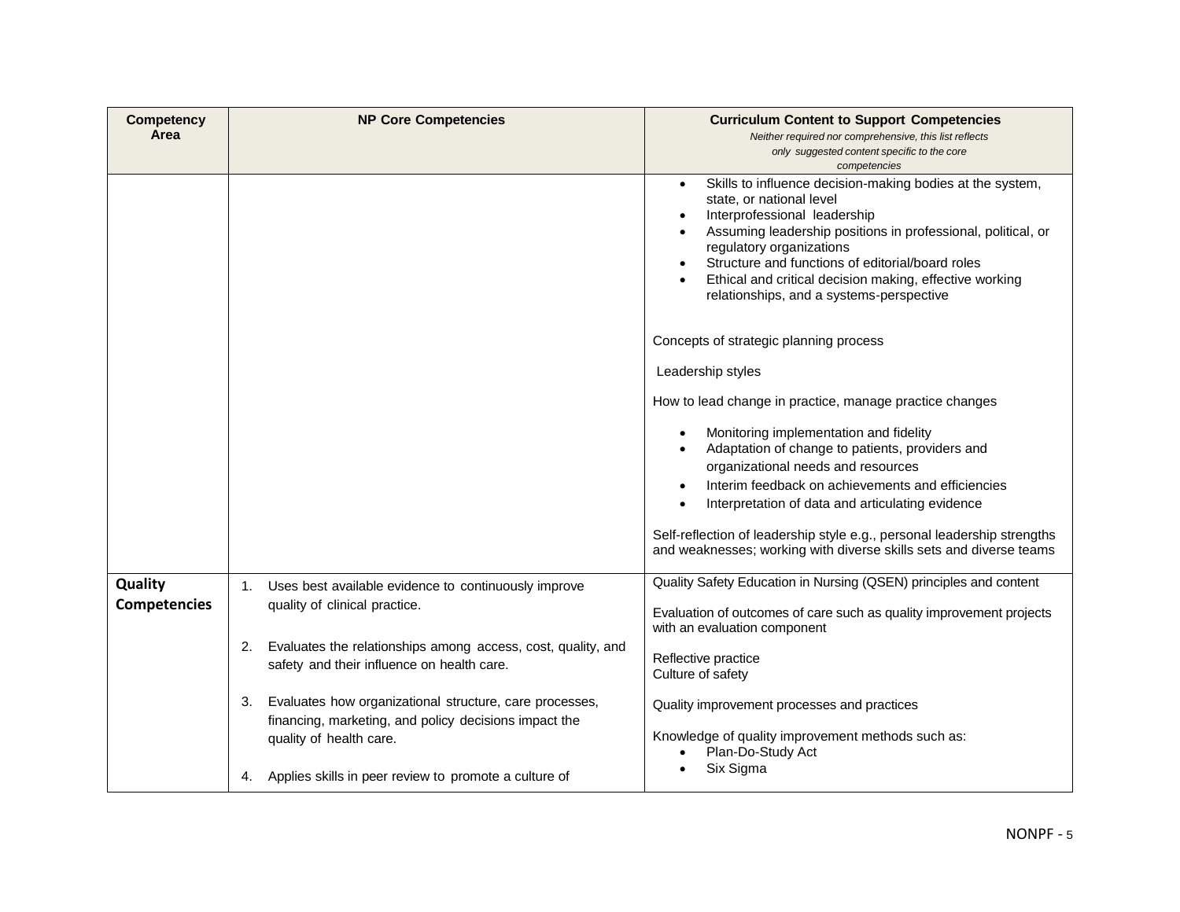| Competency Area | NP Core Competencies | Curriculum Content to Support Competencies *Neither required nor comprehensive, this list reflects only suggested content specific to the core competencies* |
|---|---|---|
| | | • Skills to influence decision-making bodies at the system, state, or national level<br>• Interprofessional leadership<br>• Assuming leadership positions in professional, political, or regulatory organizations<br>• Structure and functions of editorial/board roles<br>• Ethical and critical decision making, effective working relationships, and a systems-perspective<br><br>Concepts of strategic planning process<br><br>Leadership styles<br><br>How to lead change in practice, manage practice changes<br><br>• Monitoring implementation and fidelity<br>• Adaptation of change to patients, providers and organizational needs and resources<br>• Interim feedback on achievements and efficiencies<br>• Interpretation of data and articulating evidence<br><br>Self-reflection of leadership style e.g., personal leadership strengths and weaknesses; working with diverse skills sets and diverse teams |
| **Quality Competencies** | 1. Uses best available evidence to continuously improve quality of clinical practice.<br><br>2. Evaluates the relationships among access, cost, quality, and safety and their influence on health care.<br><br>3. Evaluates how organizational structure, care processes, financing, marketing, and policy decisions impact the quality of health care.<br><br>4. Applies skills in peer review to promote a culture of | Quality Safety Education in Nursing (QSEN) principles and content<br><br>Evaluation of outcomes of care such as quality improvement projects with an evaluation component<br><br>Reflective practice<br>Culture of safety<br><br>Quality improvement processes and practices<br><br>Knowledge of quality improvement methods such as:<br>• Plan-Do-Study Act<br>• Six Sigma |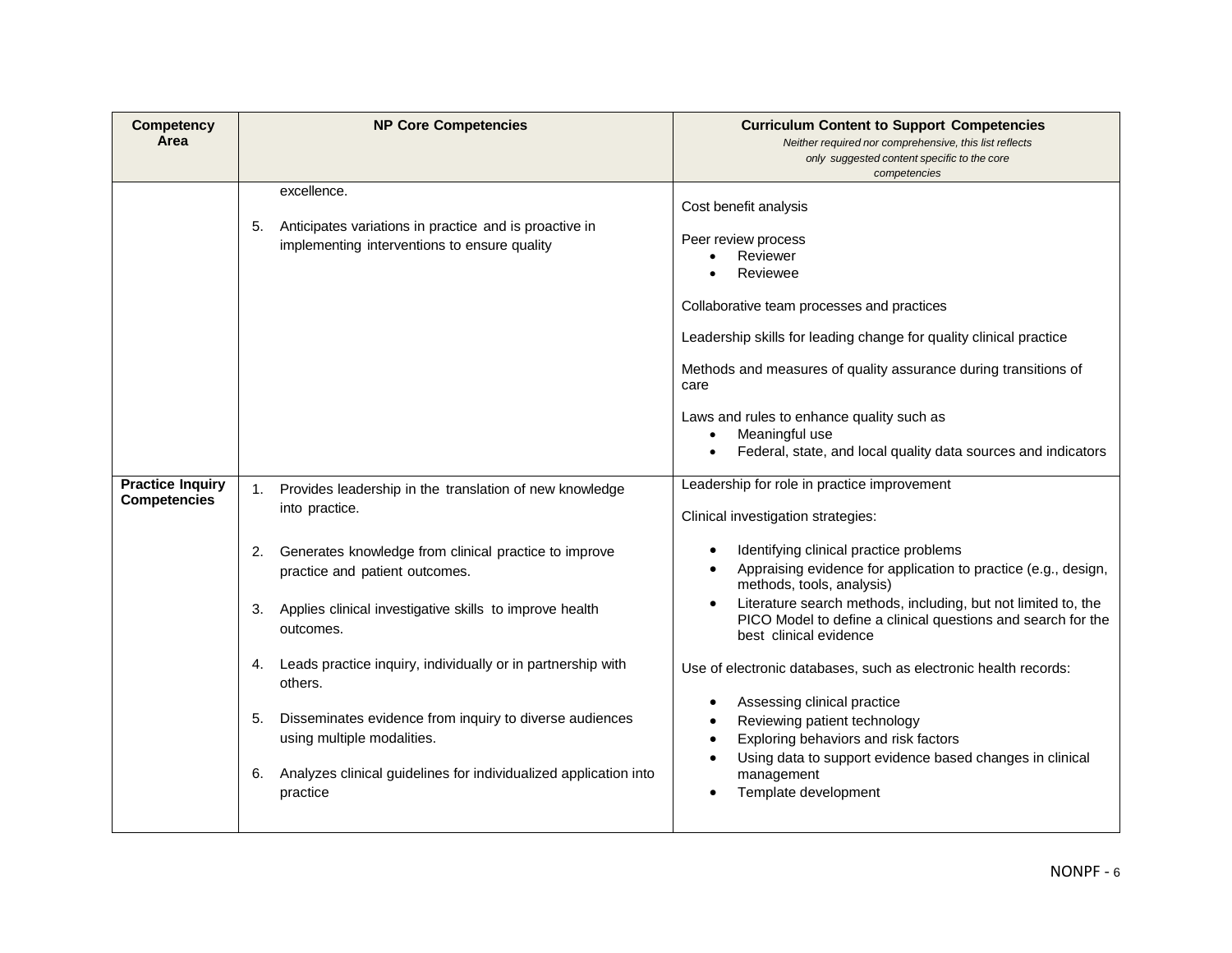| Competency Area | NP Core Competencies | Curriculum Content to Support Competencies<br>*Neither required nor comprehensive, this list reflects only suggested content specific to the core competencies* |
|---|---|---|
| | excellence.<br><br>5. Anticipates variations in practice and is proactive in implementing interventions to ensure quality | Cost benefit analysis<br><br>Peer review process<br>• Reviewer<br>• Reviewee<br><br>Collaborative team processes and practices<br><br>Leadership skills for leading change for quality clinical practice<br><br>Methods and measures of quality assurance during transitions of care<br><br>Laws and rules to enhance quality such as<br>• Meaningful use<br>• Federal, state, and local quality data sources and indicators |
| **Practice Inquiry Competencies** | 1. Provides leadership in the translation of new knowledge into practice.<br><br>2. Generates knowledge from clinical practice to improve practice and patient outcomes.<br><br>3. Applies clinical investigative skills to improve health outcomes.<br><br>4. Leads practice inquiry, individually or in partnership with others.<br><br>5. Disseminates evidence from inquiry to diverse audiences using multiple modalities.<br><br>6. Analyzes clinical guidelines for individualized application into practice | Leadership for role in practice improvement<br><br>Clinical investigation strategies:<br>• Identifying clinical practice problems<br>• Appraising evidence for application to practice (e.g., design, methods, tools, analysis)<br>• Literature search methods, including, but not limited to, the PICO Model to define a clinical questions and search for the best clinical evidence<br><br>Use of electronic databases, such as electronic health records:<br>• Assessing clinical practice<br>• Reviewing patient technology<br>• Exploring behaviors and risk factors<br>• Using data to support evidence based changes in clinical management<br>• Template development |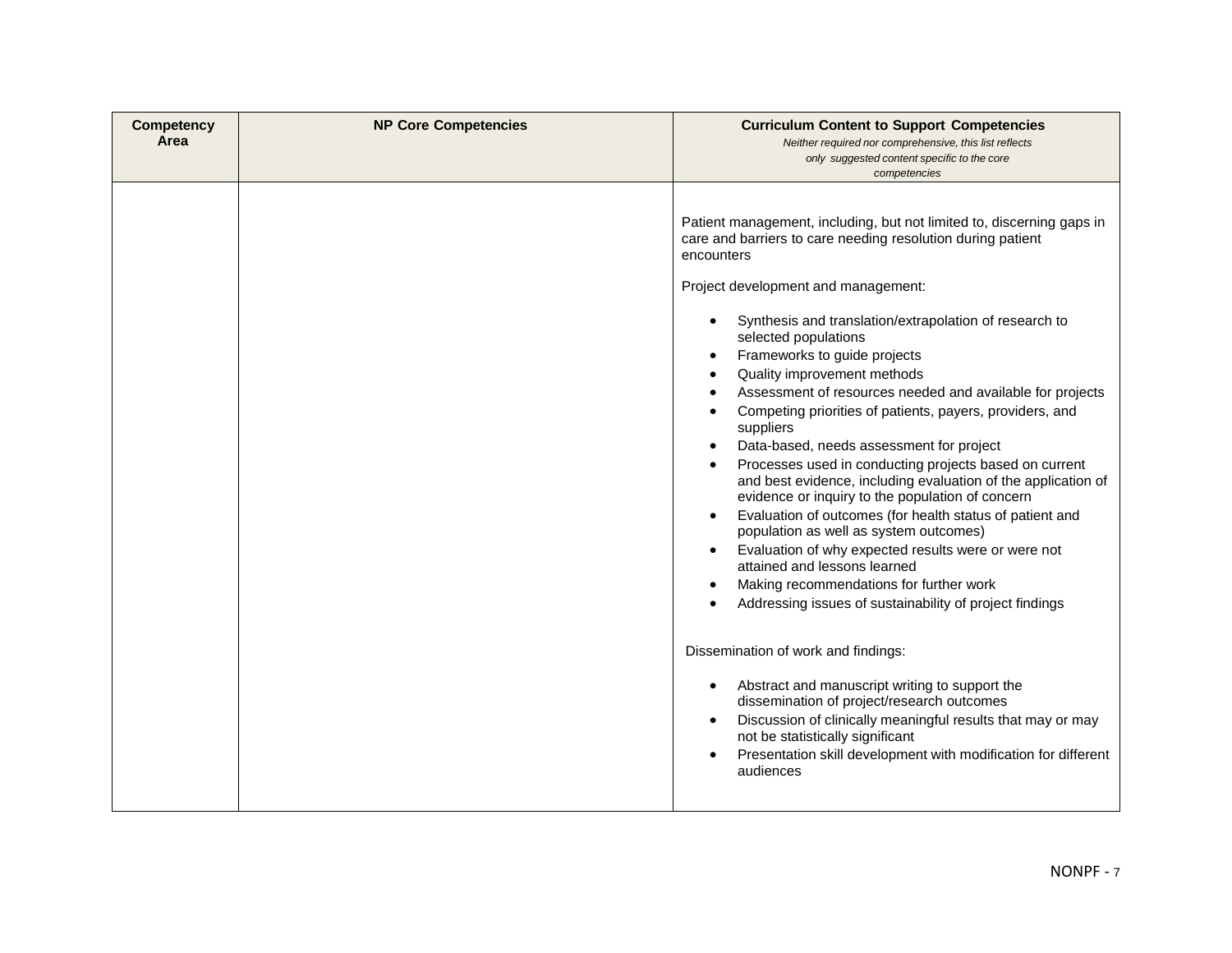| Competency Area | NP Core Competencies | Curriculum Content to Support Competencies<br>*Neither required nor comprehensive, this list reflects only suggested content specific to the core competencies* |
|---|---|---|
| | | Patient management, including, but not limited to, discerning gaps in care and barriers to care needing resolution during patient encounters<br><br>Project development and management:<br>• Synthesis and translation/extrapolation of research to selected populations<br>• Frameworks to guide projects<br>• Quality improvement methods<br>• Assessment of resources needed and available for projects<br>• Competing priorities of patients, payers, providers, and suppliers<br>• Data-based, needs assessment for project<br>• Processes used in conducting projects based on current and best evidence, including evaluation of the application of evidence or inquiry to the population of concern<br>• Evaluation of outcomes (for health status of patient and population as well as system outcomes)<br>• Evaluation of why expected results were or were not attained and lessons learned<br>• Making recommendations for further work<br>• Addressing issues of sustainability of project findings<br><br>Dissemination of work and findings:<br>• Abstract and manuscript writing to support the dissemination of project/research outcomes<br>• Discussion of clinically meaningful results that may or may not be statistically significant<br>• Presentation skill development with modification for different audiences |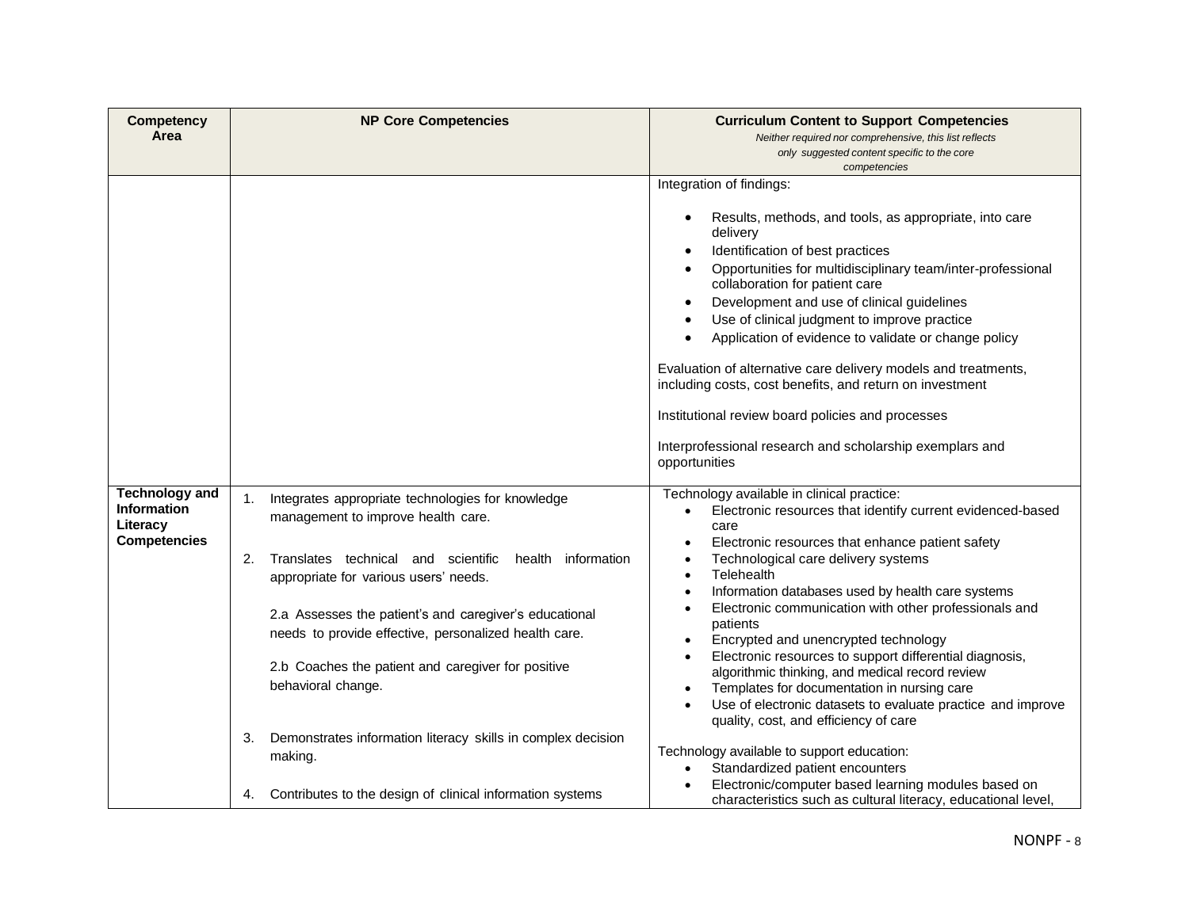| Competency Area | NP Core Competencies | Curriculum Content to Support Competencies *Neither required nor comprehensive, this list reflects only suggested content specific to the core competencies* |
|---|---|---|
| | | Integration of findings:<br>• Results, methods, and tools, as appropriate, into care delivery<br>• Identification of best practices<br>• Opportunities for multidisciplinary team/inter-professional collaboration for patient care<br>• Development and use of clinical guidelines<br>• Use of clinical judgment to improve practice<br>• Application of evidence to validate or change policy<br><br>Evaluation of alternative care delivery models and treatments, including costs, cost benefits, and return on investment<br><br>Institutional review board policies and processes<br><br>Interprofessional research and scholarship exemplars and opportunities |
| **Technology and Information Literacy Competencies** | 1. Integrates appropriate technologies for knowledge management to improve health care.<br><br>2. Translates technical and scientific health information appropriate for various users' needs.<br><br>2.a Assesses the patient's and caregiver's educational needs to provide effective, personalized health care.<br><br>2.b Coaches the patient and caregiver for positive behavioral change.<br><br>3. Demonstrates information literacy skills in complex decision making.<br><br>4. Contributes to the design of clinical information systems | Technology available in clinical practice:<br>• Electronic resources that identify current evidenced-based care<br>• Electronic resources that enhance patient safety<br>• Technological care delivery systems<br>• Telehealth<br>• Information databases used by health care systems<br>• Electronic communication with other professionals and patients<br>• Encrypted and unencrypted technology<br>• Electronic resources to support differential diagnosis, algorithmic thinking, and medical record review<br>• Templates for documentation in nursing care<br>• Use of electronic datasets to evaluate practice and improve quality, cost, and efficiency of care<br><br>Technology available to support education:<br>• Standardized patient encounters<br>• Electronic/computer based learning modules based on characteristics such as cultural literacy, educational level, |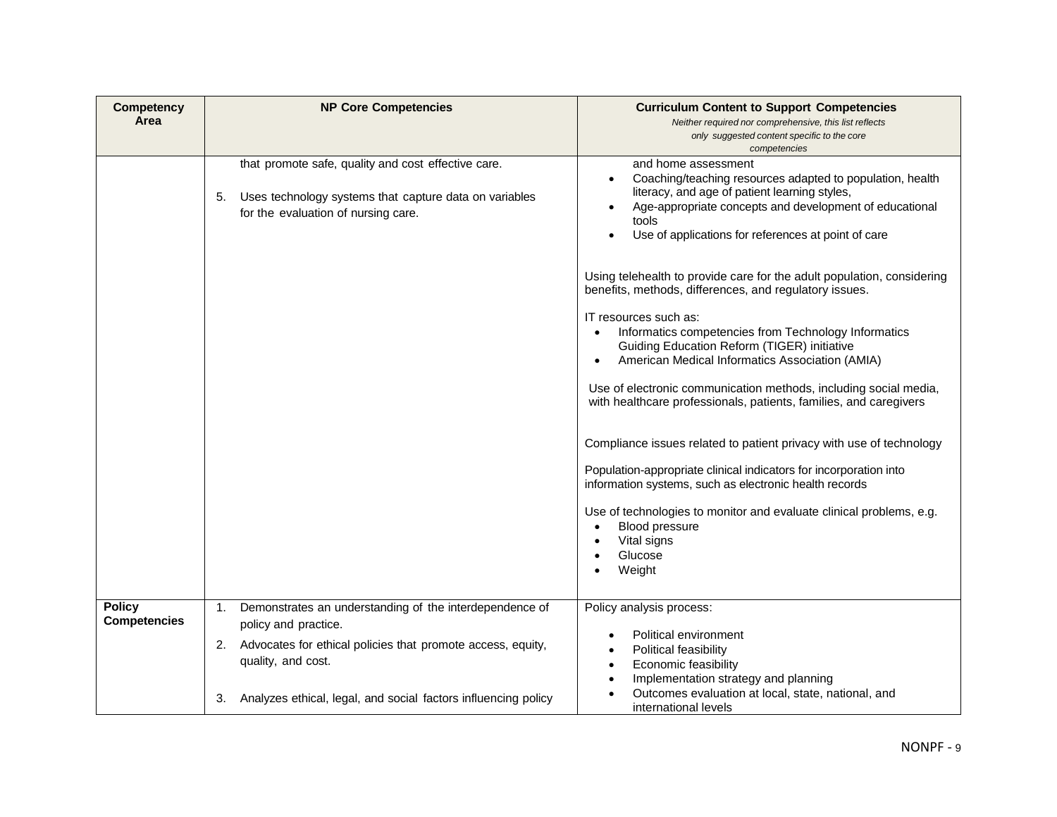| Competency Area | NP Core Competencies | Curriculum Content to Support Competencies<br>*Neither required nor comprehensive, this list reflects only suggested content specific to the core competencies* |
|---|---|---|
| | that promote safe, quality and cost effective care.<br><br>5. Uses technology systems that capture data on variables for the evaluation of nursing care. | and home assessment<br>• Coaching/teaching resources adapted to population, health literacy, and age of patient learning styles,<br>• Age-appropriate concepts and development of educational tools<br>• Use of applications for references at point of care<br><br>Using telehealth to provide care for the adult population, considering benefits, methods, differences, and regulatory issues.<br><br>IT resources such as:<br>• Informatics competencies from Technology Informatics Guiding Education Reform (TIGER) initiative<br>• American Medical Informatics Association (AMIA)<br><br>Use of electronic communication methods, including social media, with healthcare professionals, patients, families, and caregivers<br><br>Compliance issues related to patient privacy with use of technology<br><br>Population-appropriate clinical indicators for incorporation into information systems, such as electronic health records<br><br>Use of technologies to monitor and evaluate clinical problems, e.g.<br>• Blood pressure<br>• Vital signs<br>• Glucose<br>• Weight |
| **Policy Competencies** | 1. Demonstrates an understanding of the interdependence of policy and practice.<br>2. Advocates for ethical policies that promote access, equity, quality, and cost.<br><br>3. Analyzes ethical, legal, and social factors influencing policy | Policy analysis process:<br>• Political environment<br>• Political feasibility<br>• Economic feasibility<br>• Implementation strategy and planning<br>• Outcomes evaluation at local, state, national, and international levels |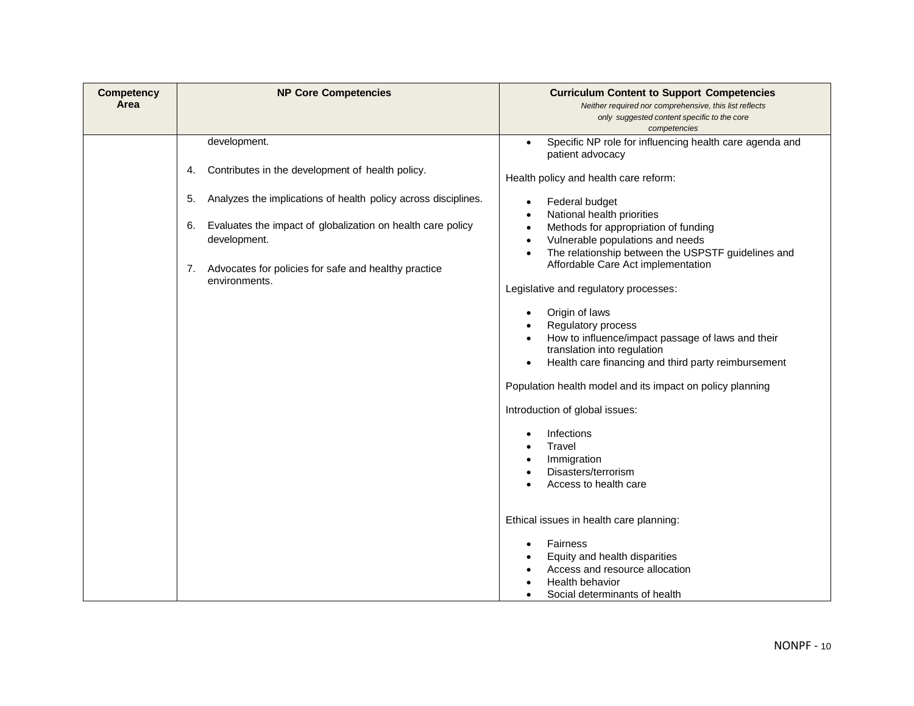| Competency Area | NP Core Competencies | Curriculum Content to Support Competencies<br>*Neither required nor comprehensive, this list reflects only suggested content specific to the core competencies* |
|---|---|---|
| | development.<br><br>4. Contributes in the development of health policy.<br><br>5. Analyzes the implications of health policy across disciplines.<br><br>6. Evaluates the impact of globalization on health care policy development.<br><br>7. Advocates for policies for safe and healthy practice environments. | • Specific NP role for influencing health care agenda and patient advocacy<br><br>Health policy and health care reform:<br><br>• Federal budget<br>• National health priorities<br>• Methods for appropriation of funding<br>• Vulnerable populations and needs<br>• The relationship between the USPSTF guidelines and Affordable Care Act implementation<br><br>Legislative and regulatory processes:<br><br>• Origin of laws<br>• Regulatory process<br>• How to influence/impact passage of laws and their translation into regulation<br>• Health care financing and third party reimbursement<br><br>Population health model and its impact on policy planning<br><br>Introduction of global issues:<br><br>• Infections<br>• Travel<br>• Immigration<br>• Disasters/terrorism<br>• Access to health care<br><br>Ethical issues in health care planning:<br><br>• Fairness<br>• Equity and health disparities<br>• Access and resource allocation<br>• Health behavior<br>• Social determinants of health |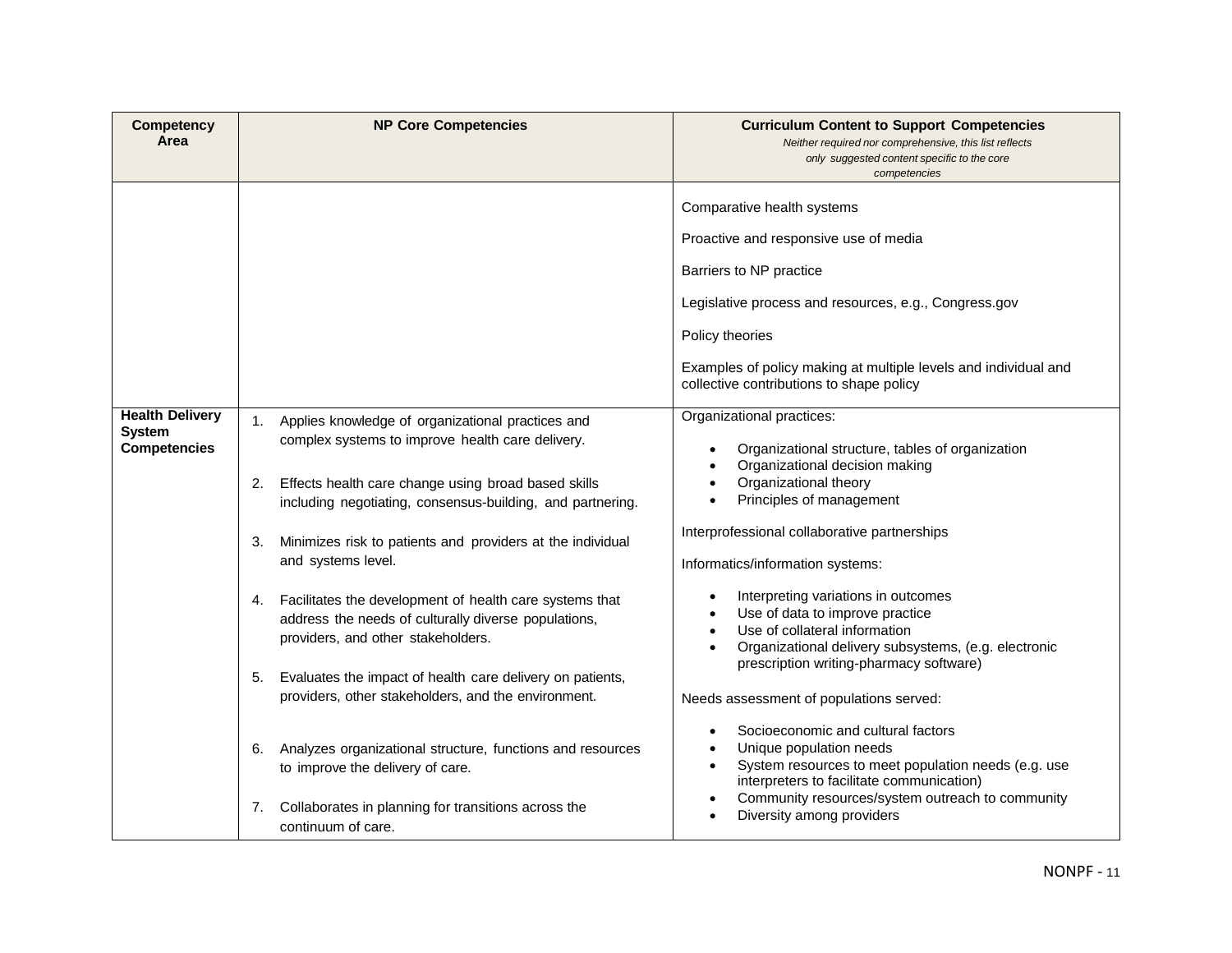| Competency Area | NP Core Competencies | Curriculum Content to Support Competencies<br>*Neither required nor comprehensive, this list reflects only suggested content specific to the core competencies* |
|---|---|---|
| | | Comparative health systems<br><br>Proactive and responsive use of media<br><br>Barriers to NP practice<br><br>Legislative process and resources, e.g., Congress.gov<br><br>Policy theories<br><br>Examples of policy making at multiple levels and individual and collective contributions to shape policy |
| **Health Delivery System Competencies** | 1. Applies knowledge of organizational practices and complex systems to improve health care delivery.<br><br>2. Effects health care change using broad based skills including negotiating, consensus-building, and partnering.<br><br>3. Minimizes risk to patients and providers at the individual and systems level.<br><br>4. Facilitates the development of health care systems that address the needs of culturally diverse populations, providers, and other stakeholders.<br><br>5. Evaluates the impact of health care delivery on patients, providers, other stakeholders, and the environment.<br><br>6. Analyzes organizational structure, functions and resources to improve the delivery of care.<br><br>7. Collaborates in planning for transitions across the continuum of care. | Organizational practices:<br>• Organizational structure, tables of organization<br>• Organizational decision making<br>• Organizational theory<br>• Principles of management<br><br>Interprofessional collaborative partnerships<br><br>Informatics/information systems:<br>• Interpreting variations in outcomes<br>• Use of data to improve practice<br>• Use of collateral information<br>• Organizational delivery subsystems, (e.g. electronic prescription writing-pharmacy software)<br><br>Needs assessment of populations served:<br>• Socioeconomic and cultural factors<br>• Unique population needs<br>• System resources to meet population needs (e.g. use interpreters to facilitate communication)<br>• Community resources/system outreach to community<br>• Diversity among providers |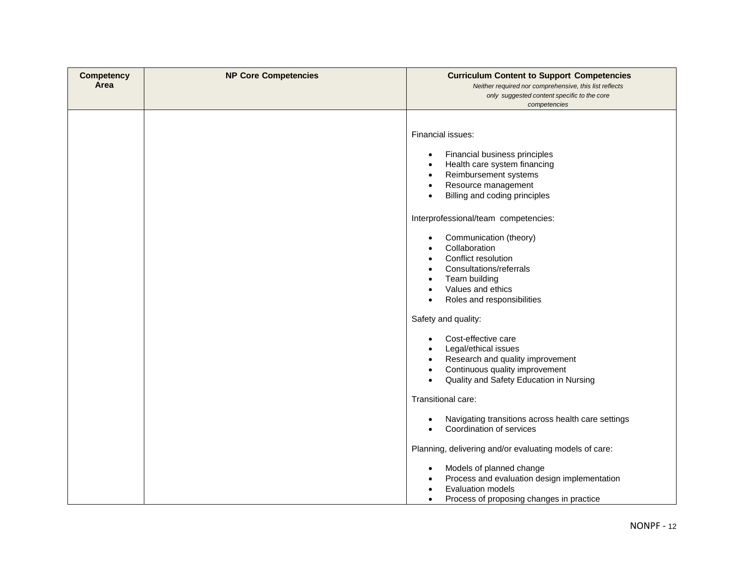| Competency Area | NP Core Competencies | Curriculum Content to Support Competencies<br>*Neither required nor comprehensive, this list reflects only suggested content specific to the core competencies* |
|---|---|---|
| | | Financial issues:<br><br>• Financial business principles<br>• Health care system financing<br>• Reimbursement systems<br>• Resource management<br>• Billing and coding principles<br><br>Interprofessional/team competencies:<br><br>• Communication (theory)<br>• Collaboration<br>• Conflict resolution<br>• Consultations/referrals<br>• Team building<br>• Values and ethics<br>• Roles and responsibilities<br><br>Safety and quality:<br><br>• Cost-effective care<br>• Legal/ethical issues<br>• Research and quality improvement<br>• Continuous quality improvement<br>• Quality and Safety Education in Nursing<br><br>Transitional care:<br><br>• Navigating transitions across health care settings<br>• Coordination of services<br><br>Planning, delivering and/or evaluating models of care:<br><br>• Models of planned change<br>• Process and evaluation design implementation<br>• Evaluation models<br>• Process of proposing changes in practice |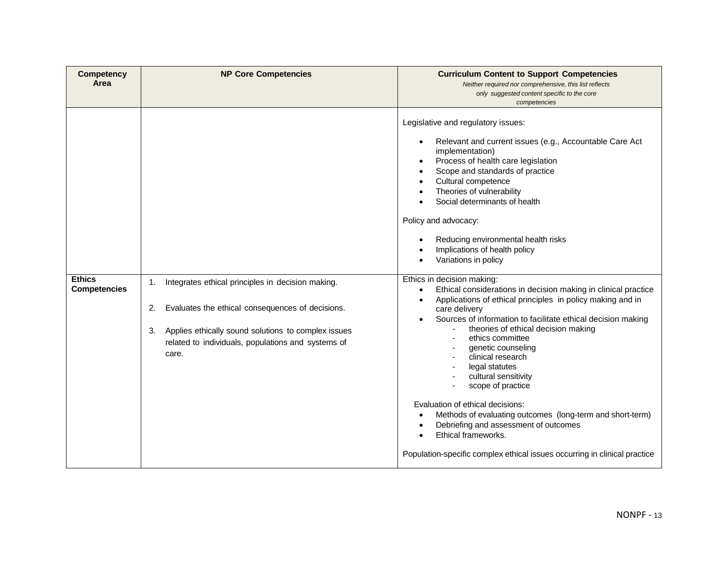| Competency Area | NP Core Competencies | Curriculum Content to Support Competencies *Neither required nor comprehensive, this list reflects only suggested content specific to the core competencies* |
|---|---|---|
| | | Legislative and regulatory issues: <br> • Relevant and current issues (e.g., Accountable Care Act implementation) <br> • Process of health care legislation <br> • Scope and standards of practice <br> • Cultural competence <br> • Theories of vulnerability <br> • Social determinants of health <br><br> Policy and advocacy: <br> • Reducing environmental health risks <br> • Implications of health policy <br> • Variations in policy |
| **Ethics Competencies** | 1. Integrates ethical principles in decision making. <br><br> 2. Evaluates the ethical consequences of decisions. <br><br> 3. Applies ethically sound solutions to complex issues related to individuals, populations and systems of care. | Ethics in decision making: <br> • Ethical considerations in decision making in clinical practice <br> • Applications of ethical principles in policy making and in care delivery <br> • Sources of information to facilitate ethical decision making <br> - theories of ethical decision making <br> - ethics committee <br> - genetic counseling <br> - clinical research <br> - legal statutes <br> - cultural sensitivity <br> - scope of practice <br><br> Evaluation of ethical decisions: <br> • Methods of evaluating outcomes (long-term and short-term) <br> • Debriefing and assessment of outcomes <br> • Ethical frameworks. <br><br> Population-specific complex ethical issues occurring in clinical practice |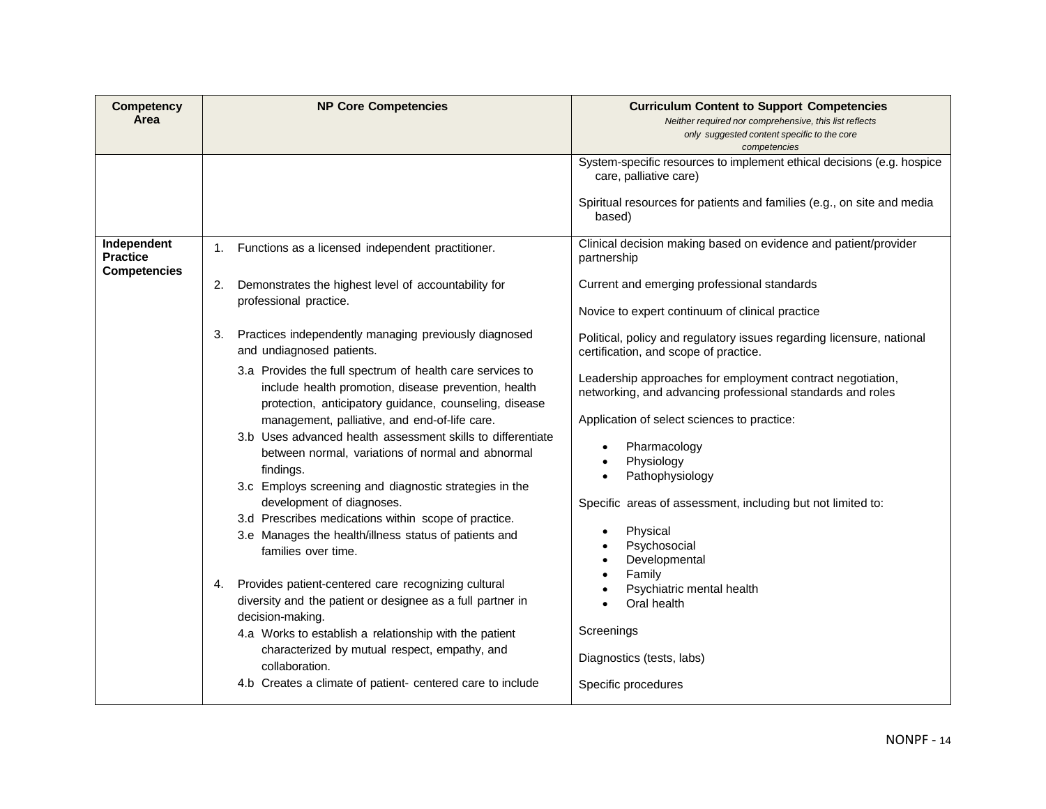| Competency Area | NP Core Competencies | Curriculum Content to Support Competencies *Neither required nor comprehensive, this list reflects only suggested content specific to the core competencies* |
|---|---|---|
| | | System-specific resources to implement ethical decisions (e.g. hospice care, palliative care)<br><br>Spiritual resources for patients and families (e.g., on site and media based) |
| **Independent Practice Competencies** | 1. Functions as a licensed independent practitioner.<br><br>2. Demonstrates the highest level of accountability for professional practice.<br><br>3. Practices independently managing previously diagnosed and undiagnosed patients.<br>3.a Provides the full spectrum of health care services to include health promotion, disease prevention, health protection, anticipatory guidance, counseling, disease management, palliative, and end-of-life care.<br>3.b Uses advanced health assessment skills to differentiate between normal, variations of normal and abnormal findings.<br>3.c Employs screening and diagnostic strategies in the development of diagnoses.<br>3.d Prescribes medications within scope of practice.<br>3.e Manages the health/illness status of patients and families over time.<br><br>4. Provides patient-centered care recognizing cultural diversity and the patient or designee as a full partner in decision-making.<br>4.a Works to establish a relationship with the patient characterized by mutual respect, empathy, and collaboration.<br>4.b Creates a climate of patient- centered care to include | Clinical decision making based on evidence and patient/provider partnership<br><br>Current and emerging professional standards<br><br>Novice to expert continuum of clinical practice<br><br>Political, policy and regulatory issues regarding licensure, national certification, and scope of practice.<br><br>Leadership approaches for employment contract negotiation, networking, and advancing professional standards and roles<br><br>Application of select sciences to practice:<br>• Pharmacology<br>• Physiology<br>• Pathophysiology<br><br>Specific areas of assessment, including but not limited to:<br>• Physical<br>• Psychosocial<br>• Developmental<br>• Family<br>• Psychiatric mental health<br>• Oral health<br><br>Screenings<br><br>Diagnostics (tests, labs)<br><br>Specific procedures |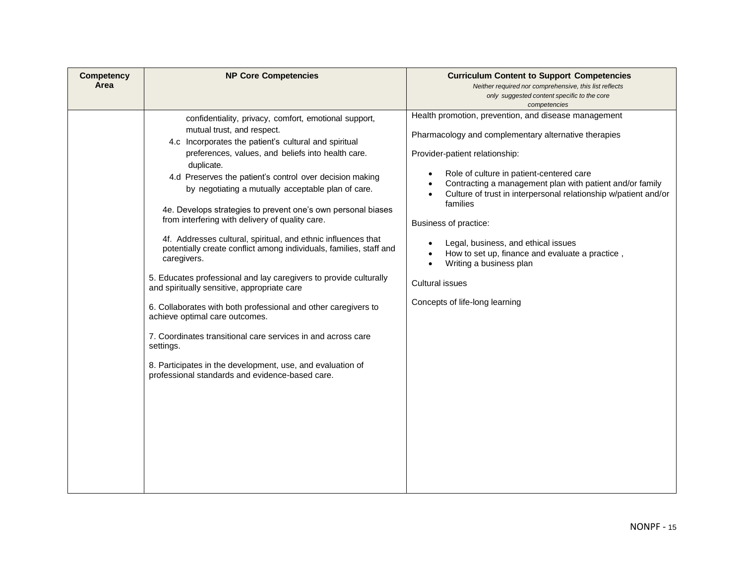| Competency Area | NP Core Competencies | Curriculum Content to Support Competencies<br>*Neither required nor comprehensive, this list reflects only suggested content specific to the core competencies* |
|---|---|---|
| | confidentiality, privacy, comfort, emotional support, mutual trust, and respect.<br>4.c Incorporates the patient's cultural and spiritual preferences, values, and beliefs into health care. duplicate.<br>4.d Preserves the patient's control over decision making by negotiating a mutually acceptable plan of care.<br><br>4e. Develops strategies to prevent one's own personal biases from interfering with delivery of quality care.<br><br>4f. Addresses cultural, spiritual, and ethnic influences that potentially create conflict among individuals, families, staff and caregivers.<br><br>5. Educates professional and lay caregivers to provide culturally and spiritually sensitive, appropriate care<br><br>6. Collaborates with both professional and other caregivers to achieve optimal care outcomes.<br><br>7. Coordinates transitional care services in and across care settings.<br><br>8. Participates in the development, use, and evaluation of professional standards and evidence-based care. | Health promotion, prevention, and disease management<br><br>Pharmacology and complementary alternative therapies<br><br>Provider-patient relationship:<br>• Role of culture in patient-centered care<br>• Contracting a management plan with patient and/or family<br>• Culture of trust in interpersonal relationship w/patient and/or families<br><br>Business of practice:<br>• Legal, business, and ethical issues<br>• How to set up, finance and evaluate a practice ,<br>• Writing a business plan<br><br>Cultural issues<br><br>Concepts of life-long learning |